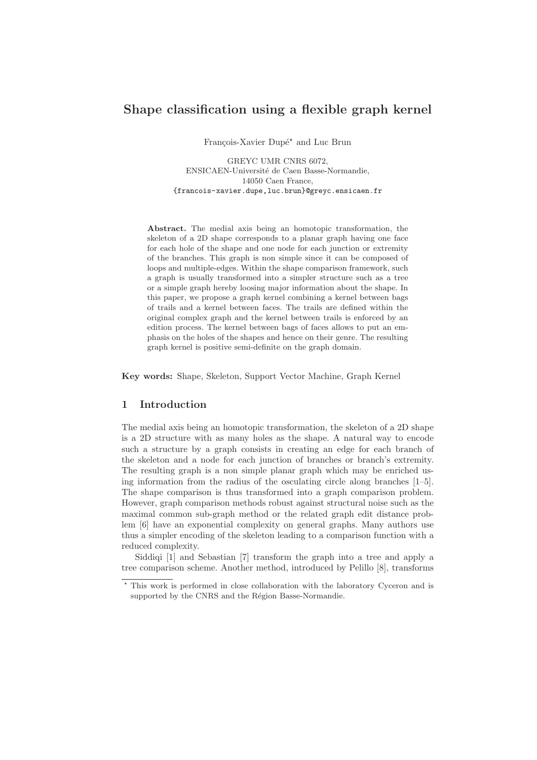# Shape classification using a flexible graph kernel

François-Xavier Dupé* and Luc Brun

GREYC UMR CNRS 6072,
ENSICAEN-Université de Caen Basse-Normandie,
14050 Caen France,
{francois-xavier.dupe,luc.brun}@greyc.ensicaen.fr

**Abstract.** The medial axis being an homotopic transformation, the skeleton of a 2D shape corresponds to a planar graph having one face for each hole of the shape and one node for each junction or extremity of the branches. This graph is non simple since it can be composed of loops and multiple-edges. Within the shape comparison framework, such a graph is usually transformed into a simpler structure such as a tree or a simple graph hereby loosing major information about the shape. In this paper, we propose a graph kernel combining a kernel between bags of trails and a kernel between faces. The trails are defined within the original complex graph and the kernel between trails is enforced by an edition process. The kernel between bags of faces allows to put an emphasis on the holes of the shapes and hence on their genre. The resulting graph kernel is positive semi-definite on the graph domain.

**Key words:** Shape, Skeleton, Support Vector Machine, Graph Kernel

## 1 Introduction

The medial axis being an homotopic transformation, the skeleton of a 2D shape is a 2D structure with as many holes as the shape. A natural way to encode such a structure by a graph consists in creating an edge for each branch of the skeleton and a node for each junction of branches or branch's extremity. The resulting graph is a non simple planar graph which may be enriched using information from the radius of the osculating circle along branches [1–5]. The shape comparison is thus transformed into a graph comparison problem. However, graph comparison methods robust against structural noise such as the maximal common sub-graph method or the related graph edit distance problem [6] have an exponential complexity on general graphs. Many authors use thus a simpler encoding of the skeleton leading to a comparison function with a reduced complexity.

Siddiqi [1] and Sebastian [7] transform the graph into a tree and apply a tree comparison scheme. Another method, introduced by Pelillo [8], transforms

---

* This work is performed in close collaboration with the laboratory Cyceron and is supported by the CNRS and the Région Basse-Normandie.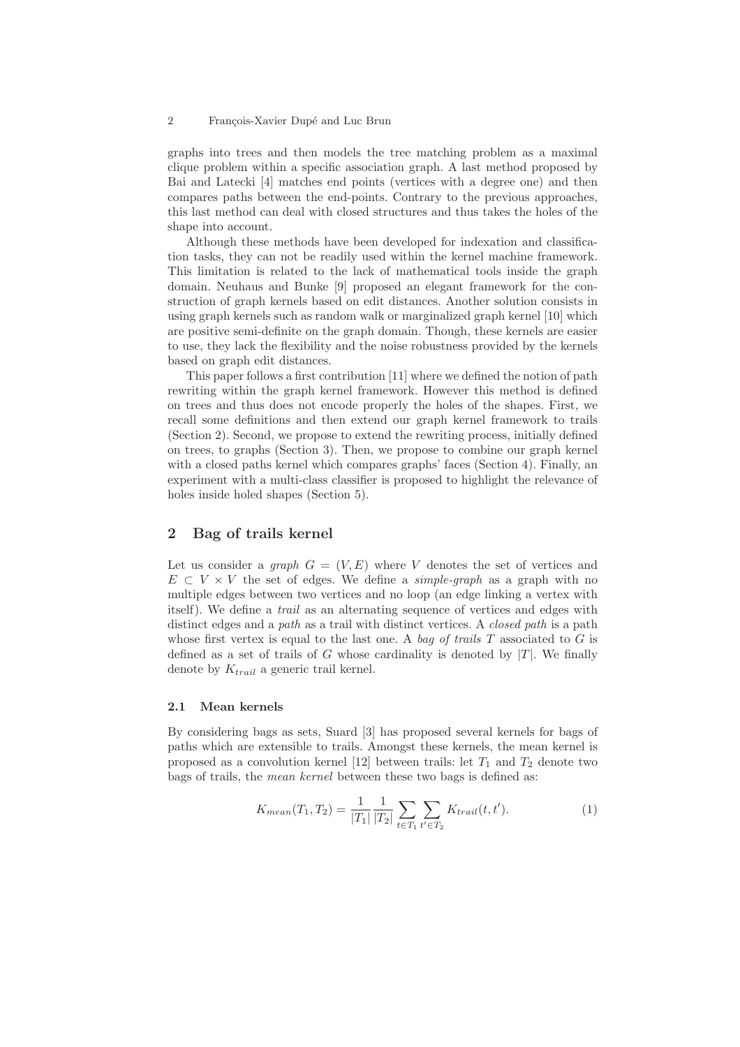graphs into trees and then models the tree matching problem as a maximal clique problem within a specific association graph. A last method proposed by Bai and Latecki [4] matches end points (vertices with a degree one) and then compares paths between the end-points. Contrary to the previous approaches, this last method can deal with closed structures and thus takes the holes of the shape into account.

Although these methods have been developed for indexation and classification tasks, they can not be readily used within the kernel machine framework. This limitation is related to the lack of mathematical tools inside the graph domain. Neuhaus and Bunke [9] proposed an elegant framework for the construction of graph kernels based on edit distances. Another solution consists in using graph kernels such as random walk or marginalized graph kernel [10] which are positive semi-definite on the graph domain. Though, these kernels are easier to use, they lack the flexibility and the noise robustness provided by the kernels based on graph edit distances.

This paper follows a first contribution [11] where we defined the notion of path rewriting within the graph kernel framework. However this method is defined on trees and thus does not encode properly the holes of the shapes. First, we recall some definitions and then extend our graph kernel framework to trails (Section 2). Second, we propose to extend the rewriting process, initially defined on trees, to graphs (Section 3). Then, we propose to combine our graph kernel with a closed paths kernel which compares graphs' faces (Section 4). Finally, an experiment with a multi-class classifier is proposed to highlight the relevance of holes inside holed shapes (Section 5).

## 2 Bag of trails kernel

Let us consider a *graph* $G = (V, E)$ where $V$ denotes the set of vertices and $E \subset V \times V$ the set of edges. We define a *simple-graph* as a graph with no multiple edges between two vertices and no loop (an edge linking a vertex with itself). We define a *trail* as an alternating sequence of vertices and edges with distinct edges and a *path* as a trail with distinct vertices. A *closed path* is a path whose first vertex is equal to the last one. A *bag of trails* $T$ associated to $G$ is defined as a set of trails of $G$ whose cardinality is denoted by $|T|$. We finally denote by $K_{trail}$ a generic trail kernel.

### 2.1 Mean kernels

By considering bags as sets, Suard [3] has proposed several kernels for bags of paths which are extensible to trails. Amongst these kernels, the mean kernel is proposed as a convolution kernel [12] between trails: let $T_1$ and $T_2$ denote two bags of trails, the *mean kernel* between these two bags is defined as:

$$K_{mean}(T_1, T_2) = \frac{1}{|T_1|} \frac{1}{|T_2|} \sum_{t \in T_1} \sum_{t' \in T_2} K_{trail}(t, t'). \tag{1}$$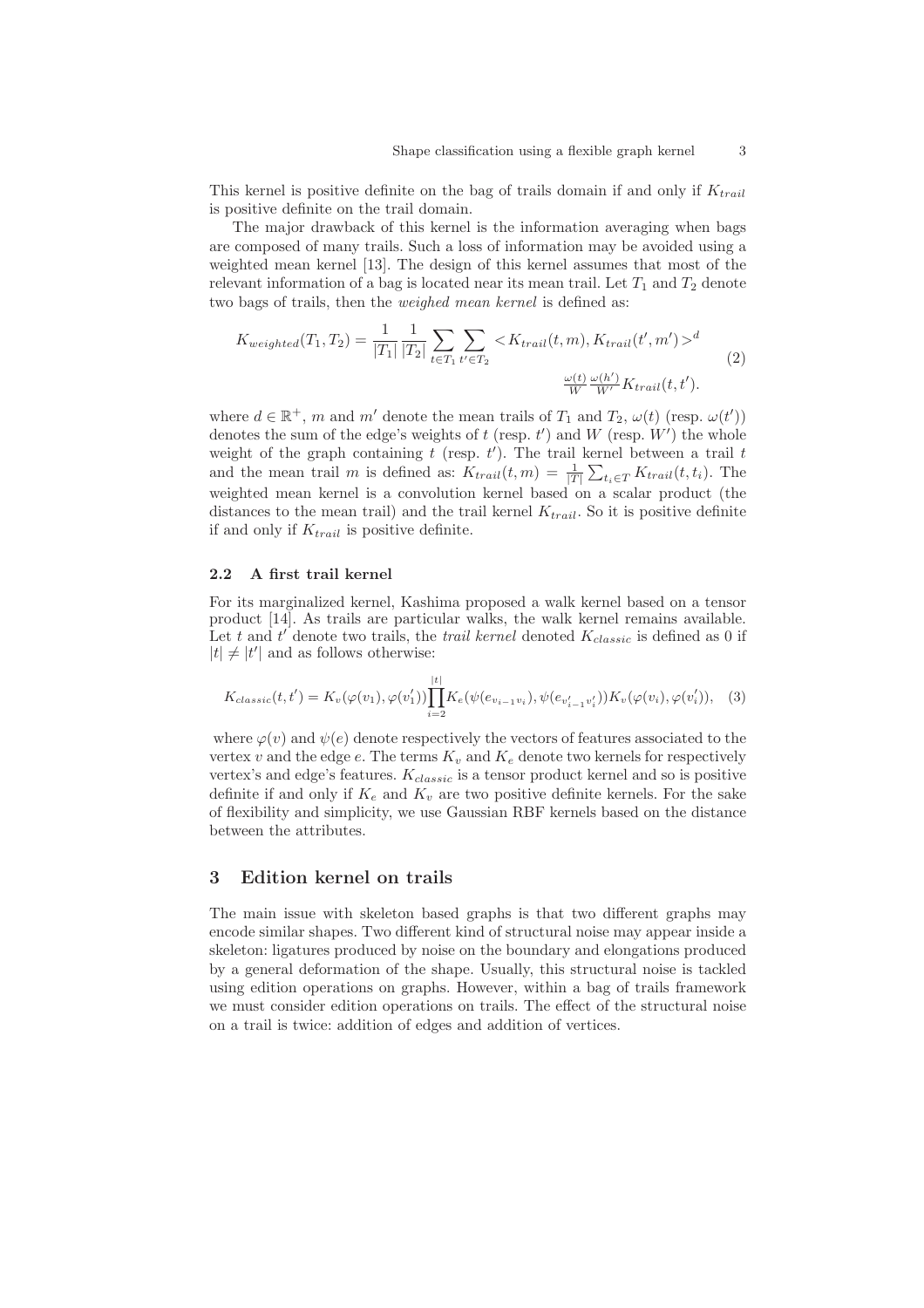This kernel is positive definite on the bag of trails domain if and only if $K_{trail}$ is positive definite on the trail domain.

The major drawback of this kernel is the information averaging when bags are composed of many trails. Such a loss of information may be avoided using a weighted mean kernel [13]. The design of this kernel assumes that most of the relevant information of a bag is located near its mean trail. Let $T_1$ and $T_2$ denote two bags of trails, then the *weighed mean kernel* is defined as:

$$K_{weighted}(T_1, T_2) = \frac{1}{|T_1|} \frac{1}{|T_2|} \sum_{t \in T_1} \sum_{t' \in T_2} < K_{trail}(t, m), K_{trail}(t', m') >^d \frac{\omega(t)}{W} \frac{\omega(h')}{W'} K_{trail}(t, t'). \tag{2}$$

where $d \in \mathbb{R}^+$, $m$ and $m'$ denote the mean trails of $T_1$ and $T_2$, $\omega(t)$ (resp. $\omega(t')$) denotes the sum of the edge's weights of $t$ (resp. $t'$) and $W$ (resp. $W'$) the whole weight of the graph containing $t$ (resp. $t'$). The trail kernel between a trail $t$ and the mean trail $m$ is defined as: $K_{trail}(t, m) = \frac{1}{|T|} \sum_{t_i \in T} K_{trail}(t, t_i)$. The weighted mean kernel is a convolution kernel based on a scalar product (the distances to the mean trail) and the trail kernel $K_{trail}$. So it is positive definite if and only if $K_{trail}$ is positive definite.

### 2.2 A first trail kernel

For its marginalized kernel, Kashima proposed a walk kernel based on a tensor product [14]. As trails are particular walks, the walk kernel remains available. Let $t$ and $t'$ denote two trails, the *trail kernel* denoted $K_{classic}$ is defined as 0 if $|t| \neq |t'|$ and as follows otherwise:

$$K_{classic}(t, t') = K_v(\varphi(v_1), \varphi(v_1')) \prod_{i=2}^{|t|} K_e(\psi(e_{v_{i-1}v_i}), \psi(e_{v_{i-1}'v_i'})) K_v(\varphi(v_i), \varphi(v_i')), \tag{3}$$

where $\varphi(v)$ and $\psi(e)$ denote respectively the vectors of features associated to the vertex $v$ and the edge $e$. The terms $K_v$ and $K_e$ denote two kernels for respectively vertex's and edge's features. $K_{classic}$ is a tensor product kernel and so is positive definite if and only if $K_e$ and $K_v$ are two positive definite kernels. For the sake of flexibility and simplicity, we use Gaussian RBF kernels based on the distance between the attributes.

## 3 Edition kernel on trails

The main issue with skeleton based graphs is that two different graphs may encode similar shapes. Two different kind of structural noise may appear inside a skeleton: ligatures produced by noise on the boundary and elongations produced by a general deformation of the shape. Usually, this structural noise is tackled using edition operations on graphs. However, within a bag of trails framework we must consider edition operations on trails. The effect of the structural noise on a trail is twice: addition of edges and addition of vertices.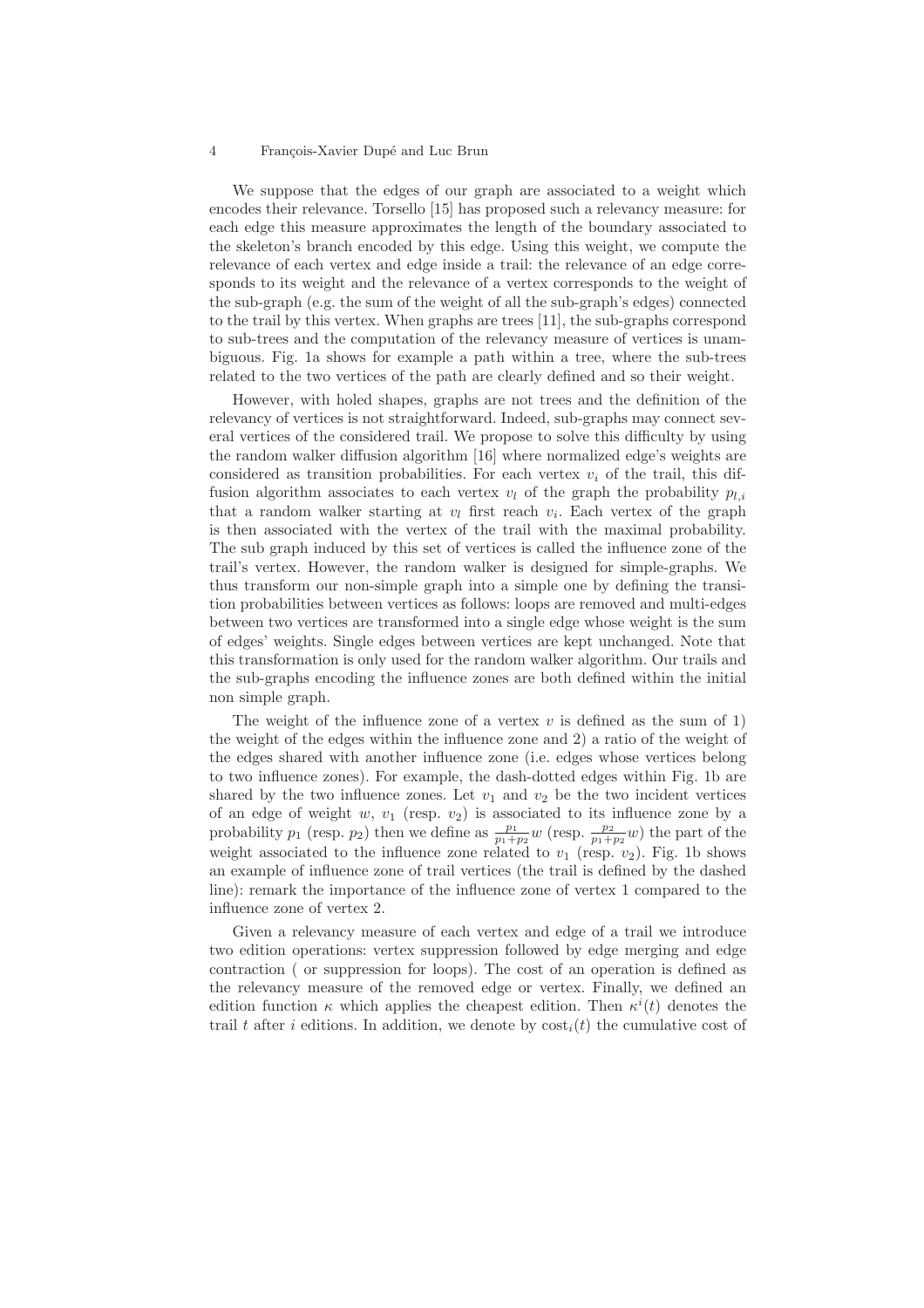We suppose that the edges of our graph are associated to a weight which encodes their relevance. Torsello [15] has proposed such a relevancy measure: for each edge this measure approximates the length of the boundary associated to the skeleton's branch encoded by this edge. Using this weight, we compute the relevance of each vertex and edge inside a trail: the relevance of an edge corresponds to its weight and the relevance of a vertex corresponds to the weight of the sub-graph (e.g. the sum of the weight of all the sub-graph's edges) connected to the trail by this vertex. When graphs are trees [11], the sub-graphs correspond to sub-trees and the computation of the relevancy measure of vertices is unambiguous. Fig. 1a shows for example a path within a tree, where the sub-trees related to the two vertices of the path are clearly defined and so their weight.

However, with holed shapes, graphs are not trees and the definition of the relevancy of vertices is not straightforward. Indeed, sub-graphs may connect several vertices of the considered trail. We propose to solve this difficulty by using the random walker diffusion algorithm [16] where normalized edge's weights are considered as transition probabilities. For each vertex $v_i$ of the trail, this diffusion algorithm associates to each vertex $v_l$ of the graph the probability $p_{l,i}$ that a random walker starting at $v_l$ first reach $v_i$. Each vertex of the graph is then associated with the vertex of the trail with the maximal probability. The sub graph induced by this set of vertices is called the influence zone of the trail's vertex. However, the random walker is designed for simple-graphs. We thus transform our non-simple graph into a simple one by defining the transition probabilities between vertices as follows: loops are removed and multi-edges between two vertices are transformed into a single edge whose weight is the sum of edges' weights. Single edges between vertices are kept unchanged. Note that this transformation is only used for the random walker algorithm. Our trails and the sub-graphs encoding the influence zones are both defined within the initial non simple graph.

The weight of the influence zone of a vertex $v$ is defined as the sum of 1) the weight of the edges within the influence zone and 2) a ratio of the weight of the edges shared with another influence zone (i.e. edges whose vertices belong to two influence zones). For example, the dash-dotted edges within Fig. 1b are shared by the two influence zones. Let $v_1$ and $v_2$ be the two incident vertices of an edge of weight $w$, $v_1$ (resp. $v_2$) is associated to its influence zone by a probability $p_1$ (resp. $p_2$) then we define as $\frac{p_1}{p_1+p_2}w$ (resp. $\frac{p_2}{p_1+p_2}w$) the part of the weight associated to the influence zone related to $v_1$ (resp. $v_2$). Fig. 1b shows an example of influence zone of trail vertices (the trail is defined by the dashed line): remark the importance of the influence zone of vertex 1 compared to the influence zone of vertex 2.

Given a relevancy measure of each vertex and edge of a trail we introduce two edition operations: vertex suppression followed by edge merging and edge contraction ( or suppression for loops). The cost of an operation is defined as the relevancy measure of the removed edge or vertex. Finally, we defined an edition function $\kappa$ which applies the cheapest edition. Then $\kappa^i(t)$ denotes the trail $t$ after $i$ editions. In addition, we denote by $\text{cost}_i(t)$ the cumulative cost of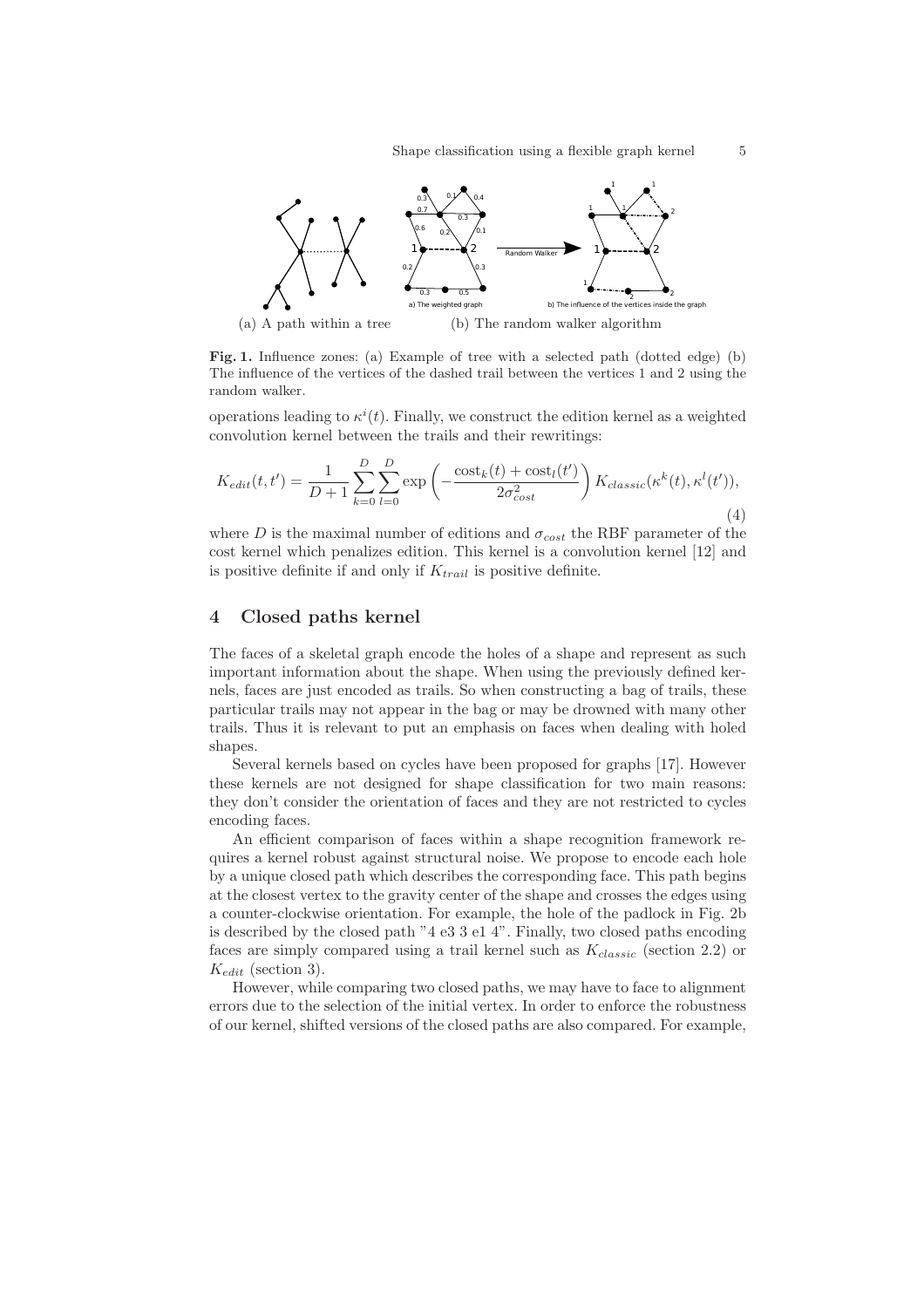(a) A path within a tree (b) The random walker algorithm

**Fig. 1.** Influence zones: (a) Example of tree with a selected path (dotted edge) (b) The influence of the vertices of the dashed trail between the vertices 1 and 2 using the random walker.

operations leading to $\kappa^i(t)$. Finally, we construct the edition kernel as a weighted convolution kernel between the trails and their rewritings:

$$K_{edit}(t,t') = \frac{1}{D+1}\sum_{k=0}^{D}\sum_{l=0}^{D}\exp\left(-\frac{\text{cost}_k(t)+\text{cost}_l(t')}{2\sigma_{cost}^2}\right)K_{classic}(\kappa^k(t),\kappa^l(t')), \tag{4}$$

where $D$ is the maximal number of editions and $\sigma_{cost}$ the RBF parameter of the cost kernel which penalizes edition. This kernel is a convolution kernel [12] and is positive definite if and only if $K_{trail}$ is positive definite.

## 4 Closed paths kernel

The faces of a skeletal graph encode the holes of a shape and represent as such important information about the shape. When using the previously defined kernels, faces are just encoded as trails. So when constructing a bag of trails, these particular trails may not appear in the bag or may be drowned with many other trails. Thus it is relevant to put an emphasis on faces when dealing with holed shapes.

Several kernels based on cycles have been proposed for graphs [17]. However these kernels are not designed for shape classification for two main reasons: they don't consider the orientation of faces and they are not restricted to cycles encoding faces.

An efficient comparison of faces within a shape recognition framework requires a kernel robust against structural noise. We propose to encode each hole by a unique closed path which describes the corresponding face. This path begins at the closest vertex to the gravity center of the shape and crosses the edges using a counter-clockwise orientation. For example, the hole of the padlock in Fig. 2b is described by the closed path "4 e3 3 e1 4". Finally, two closed paths encoding faces are simply compared using a trail kernel such as $K_{classic}$ (section 2.2) or $K_{edit}$ (section 3).

However, while comparing two closed paths, we may have to face to alignment errors due to the selection of the initial vertex. In order to enforce the robustness of our kernel, shifted versions of the closed paths are also compared. For example,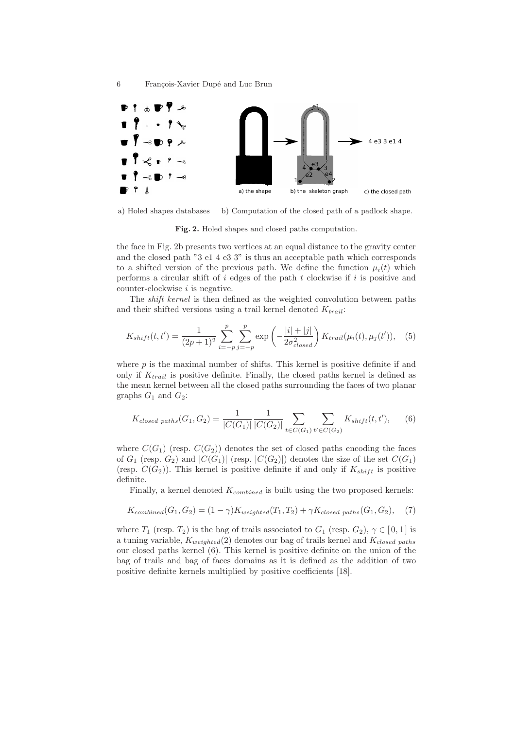a) Holed shapes databases b) Computation of the closed path of a padlock shape.

**Fig. 2.** Holed shapes and closed paths computation.

the face in Fig. 2b presents two vertices at an equal distance to the gravity center and the closed path "3 e1 4 e3 3" is thus an acceptable path which corresponds to a shifted version of the previous path. We define the function $\mu_i(t)$ which performs a circular shift of $i$ edges of the path $t$ clockwise if $i$ is positive and counter-clockwise $i$ is negative.

The *shift kernel* is then defined as the weighted convolution between paths and their shifted versions using a trail kernel denoted $K_{trail}$:

$$K_{shift}(t, t') = \frac{1}{(2p+1)^2} \sum_{i=-p}^{p} \sum_{j=-p}^{p} \exp\left(-\frac{|i|+|j|}{2\sigma_{closed}^2}\right) K_{trail}(\mu_i(t), \mu_j(t')), \quad (5)$$

where $p$ is the maximal number of shifts. This kernel is positive definite if and only if $K_{trail}$ is positive definite. Finally, the closed paths kernel is defined as the mean kernel between all the closed paths surrounding the faces of two planar graphs $G_1$ and $G_2$:

$$K_{closed\ paths}(G_1, G_2) = \frac{1}{|C(G_1)|} \frac{1}{|C(G_2)|} \sum_{t \in C(G_1)} \sum_{t' \in C(G_2)} K_{shift}(t, t'), \quad (6)$$

where $C(G_1)$ (resp. $C(G_2)$) denotes the set of closed paths encoding the faces of $G_1$ (resp. $G_2$) and $|C(G_1)|$ (resp. $|C(G_2)|$) denotes the size of the set $C(G_1)$ (resp. $C(G_2)$). This kernel is positive definite if and only if $K_{shift}$ is positive definite.

Finally, a kernel denoted $K_{combined}$ is built using the two proposed kernels:

$$K_{combined}(G_1, G_2) = (1-\gamma) K_{weighted}(T_1, T_2) + \gamma K_{closed\ paths}(G_1, G_2), \quad (7)$$

where $T_1$ (resp. $T_2$) is the bag of trails associated to $G_1$ (resp. $G_2$), $\gamma \in [0, 1]$ is a tuning variable, $K_{weighted}(2)$ denotes our bag of trails kernel and $K_{closed\ paths}$ our closed paths kernel (6). This kernel is positive definite on the union of the bag of trails and bag of faces domains as it is defined as the addition of two positive definite kernels multiplied by positive coefficients [18].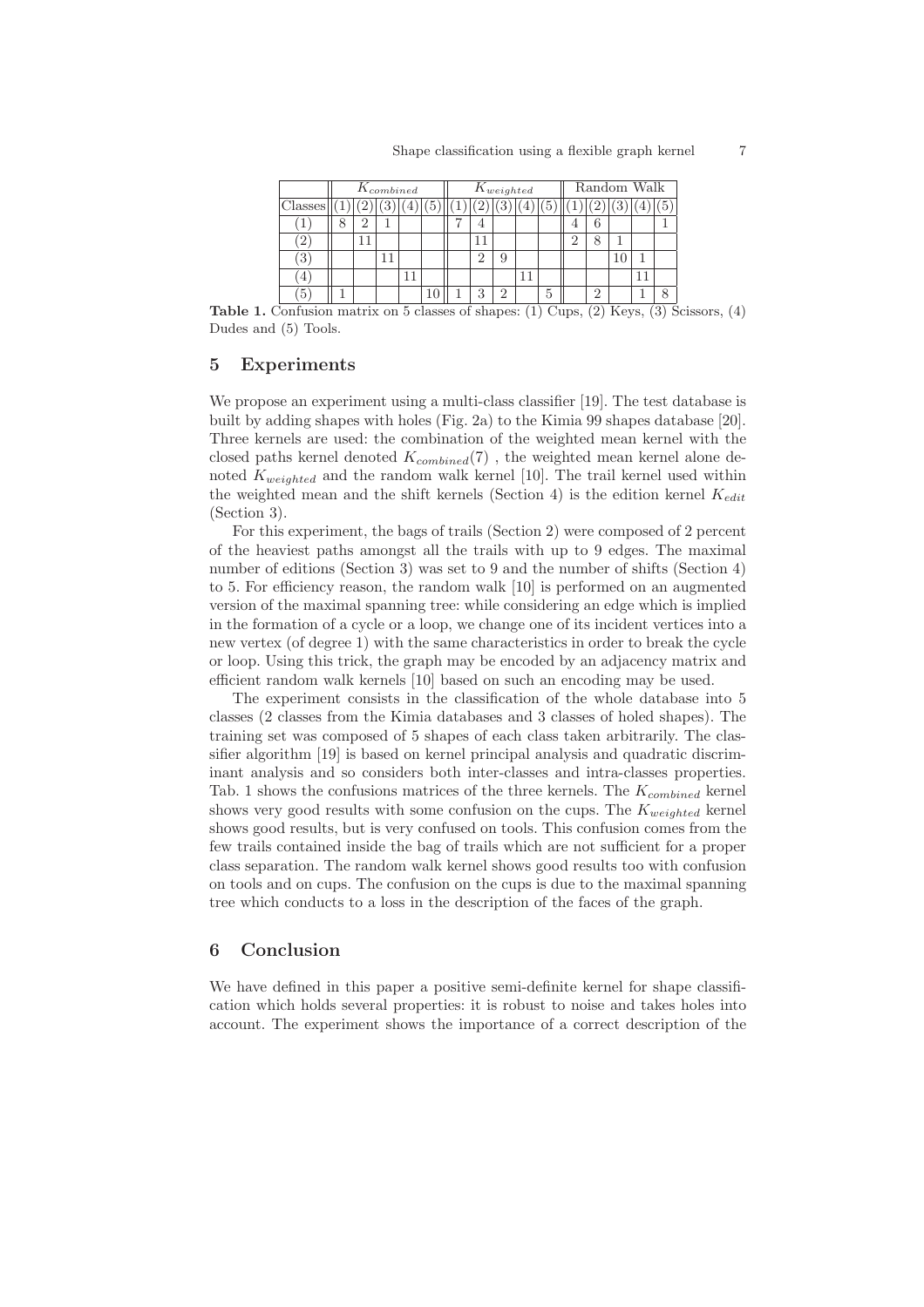| | $K_{combined}$ | | | | | $K_{weighted}$ | | | | | Random Walk | | | | |
|---|---|---|---|---|---|---|---|---|---|---|---|---|---|---|---|
| Classes | (1) | (2) | (3) | (4) | (5) | (1) | (2) | (3) | (4) | (5) | (1) | (2) | (3) | (4) | (5) |
| (1) | 8 | 2 | 1 | | | 7 | 4 | | | | 4 | 6 | | | 1 |
| (2) | | 11 | | | | | 11 | | | | 2 | 8 | 1 | | |
| (3) | | | 11 | | | | 2 | 9 | | | | | 10 | 1 | |
| (4) | | | | 11 | | | | | 11 | | | | | 11 | |
| (5) | 1 | | | | 10 | 1 | 3 | 2 | | 5 | | 2 | | 1 | 8 |

**Table 1.** Confusion matrix on 5 classes of shapes: (1) Cups, (2) Keys, (3) Scissors, (4) Dudes and (5) Tools.

## 5 Experiments

We propose an experiment using a multi-class classifier [19]. The test database is built by adding shapes with holes (Fig. 2a) to the Kimia 99 shapes database [20]. Three kernels are used: the combination of the weighted mean kernel with the closed paths kernel denoted $K_{combined}$(7) , the weighted mean kernel alone denoted $K_{weighted}$ and the random walk kernel [10]. The trail kernel used within the weighted mean and the shift kernels (Section 4) is the edition kernel $K_{edit}$ (Section 3).

For this experiment, the bags of trails (Section 2) were composed of 2 percent of the heaviest paths amongst all the trails with up to 9 edges. The maximal number of editions (Section 3) was set to 9 and the number of shifts (Section 4) to 5. For efficiency reason, the random walk [10] is performed on an augmented version of the maximal spanning tree: while considering an edge which is implied in the formation of a cycle or a loop, we change one of its incident vertices into a new vertex (of degree 1) with the same characteristics in order to break the cycle or loop. Using this trick, the graph may be encoded by an adjacency matrix and efficient random walk kernels [10] based on such an encoding may be used.

The experiment consists in the classification of the whole database into 5 classes (2 classes from the Kimia databases and 3 classes of holed shapes). The training set was composed of 5 shapes of each class taken arbitrarily. The classifier algorithm [19] is based on kernel principal analysis and quadratic discriminant analysis and so considers both inter-classes and intra-classes properties. Tab. 1 shows the confusions matrices of the three kernels. The $K_{combined}$ kernel shows very good results with some confusion on the cups. The $K_{weighted}$ kernel shows good results, but is very confused on tools. This confusion comes from the few trails contained inside the bag of trails which are not sufficient for a proper class separation. The random walk kernel shows good results too with confusion on tools and on cups. The confusion on the cups is due to the maximal spanning tree which conducts to a loss in the description of the faces of the graph.

## 6 Conclusion

We have defined in this paper a positive semi-definite kernel for shape classification which holds several properties: it is robust to noise and takes holes into account. The experiment shows the importance of a correct description of the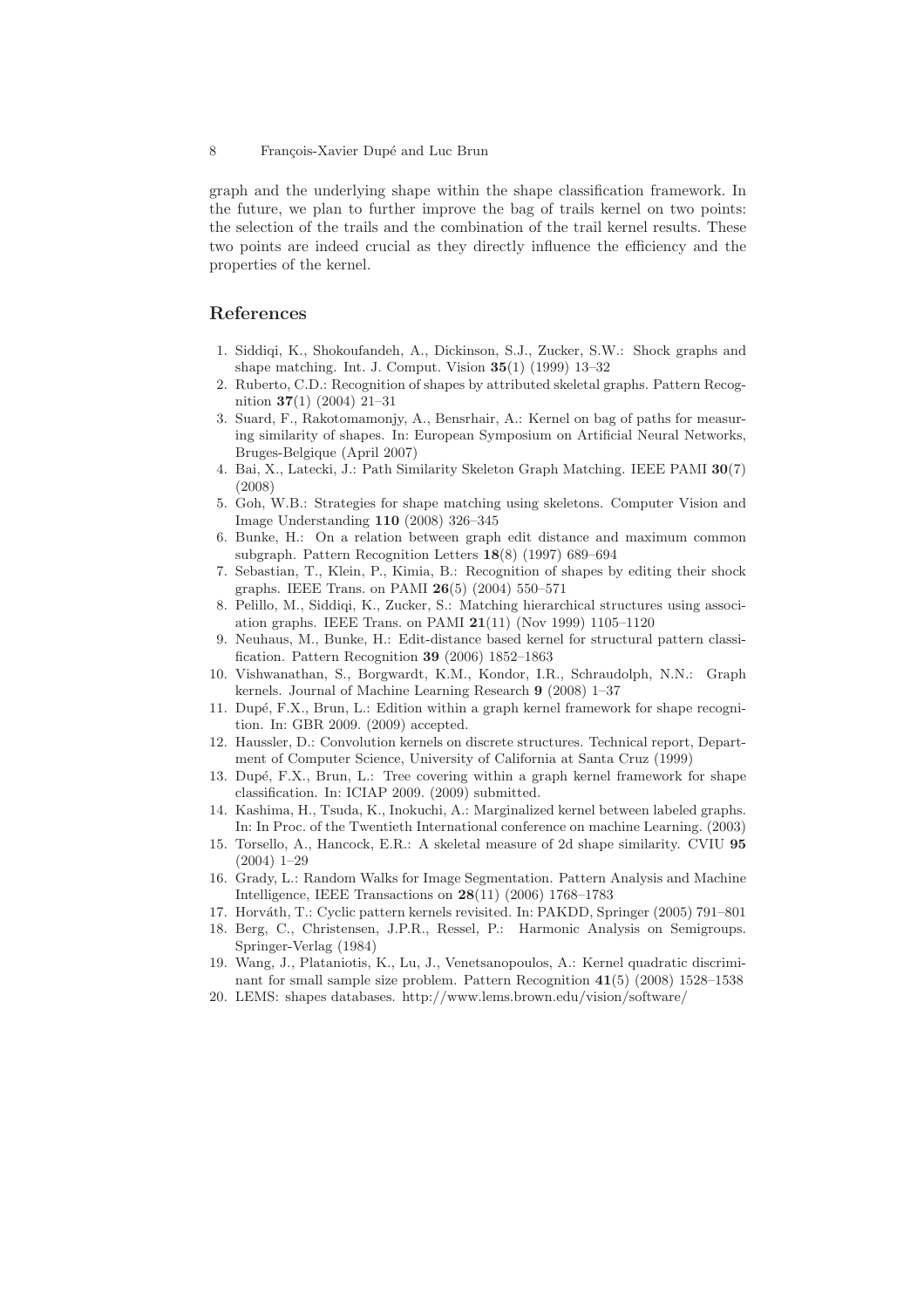graph and the underlying shape within the shape classification framework. In the future, we plan to further improve the bag of trails kernel on two points: the selection of the trails and the combination of the trail kernel results. These two points are indeed crucial as they directly influence the efficiency and the properties of the kernel.

## References

1. Siddiqi, K., Shokoufandeh, A., Dickinson, S.J., Zucker, S.W.: Shock graphs and shape matching. Int. J. Comput. Vision **35**(1) (1999) 13–32
2. Ruberto, C.D.: Recognition of shapes by attributed skeletal graphs. Pattern Recognition **37**(1) (2004) 21–31
3. Suard, F., Rakotomamonjy, A., Bensrhair, A.: Kernel on bag of paths for measuring similarity of shapes. In: European Symposium on Artificial Neural Networks, Bruges-Belgique (April 2007)
4. Bai, X., Latecki, J.: Path Similarity Skeleton Graph Matching. IEEE PAMI **30**(7) (2008)
5. Goh, W.B.: Strategies for shape matching using skeletons. Computer Vision and Image Understanding **110** (2008) 326–345
6. Bunke, H.: On a relation between graph edit distance and maximum common subgraph. Pattern Recognition Letters **18**(8) (1997) 689–694
7. Sebastian, T., Klein, P., Kimia, B.: Recognition of shapes by editing their shock graphs. IEEE Trans. on PAMI **26**(5) (2004) 550–571
8. Pelillo, M., Siddiqi, K., Zucker, S.: Matching hierarchical structures using association graphs. IEEE Trans. on PAMI **21**(11) (Nov 1999) 1105–1120
9. Neuhaus, M., Bunke, H.: Edit-distance based kernel for structural pattern classification. Pattern Recognition **39** (2006) 1852–1863
10. Vishwanathan, S., Borgwardt, K.M., Kondor, I.R., Schraudolph, N.N.: Graph kernels. Journal of Machine Learning Research **9** (2008) 1–37
11. Dupé, F.X., Brun, L.: Edition within a graph kernel framework for shape recognition. In: GBR 2009. (2009) accepted.
12. Haussler, D.: Convolution kernels on discrete structures. Technical report, Department of Computer Science, University of California at Santa Cruz (1999)
13. Dupé, F.X., Brun, L.: Tree covering within a graph kernel framework for shape classification. In: ICIAP 2009. (2009) submitted.
14. Kashima, H., Tsuda, K., Inokuchi, A.: Marginalized kernel between labeled graphs. In: In Proc. of the Twentieth International conference on machine Learning. (2003)
15. Torsello, A., Hancock, E.R.: A skeletal measure of 2d shape similarity. CVIU **95** (2004) 1–29
16. Grady, L.: Random Walks for Image Segmentation. Pattern Analysis and Machine Intelligence, IEEE Transactions on **28**(11) (2006) 1768–1783
17. Horváth, T.: Cyclic pattern kernels revisited. In: PAKDD, Springer (2005) 791–801
18. Berg, C., Christensen, J.P.R., Ressel, P.: Harmonic Analysis on Semigroups. Springer-Verlag (1984)
19. Wang, J., Plataniotis, K., Lu, J., Venetsanopoulos, A.: Kernel quadratic discriminant for small sample size problem. Pattern Recognition **41**(5) (2008) 1528–1538
20. LEMS: shapes databases. http://www.lems.brown.edu/vision/software/